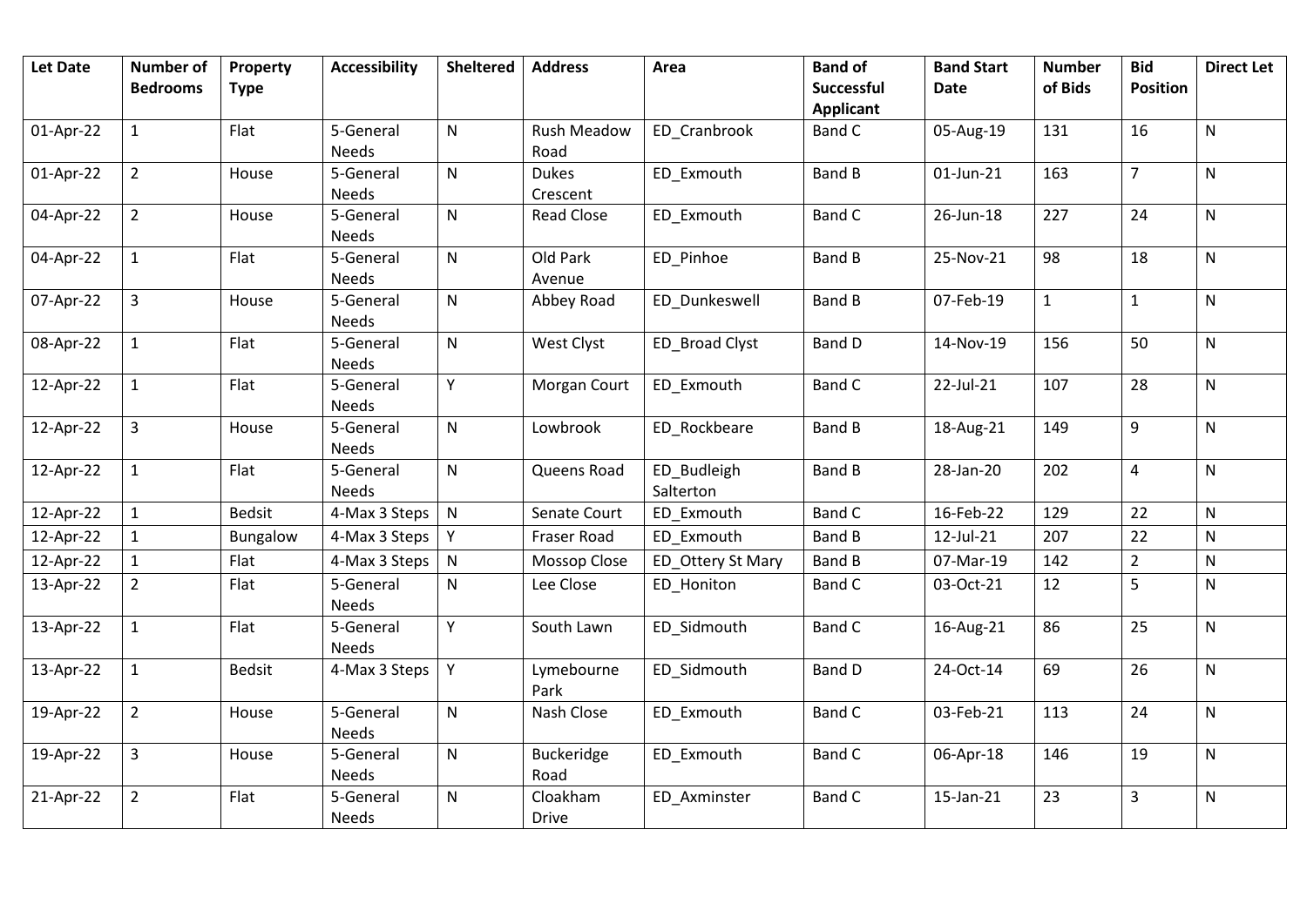| Let Date | Number of Bedrooms | Property Type | Accessibility | Sheltered | Address | Area | Band of Successful Applicant | Band Start Date | Number of Bids | Bid Position | Direct Let |
|---|---|---|---|---|---|---|---|---|---|---|---|
| 01-Apr-22 | 1 | Flat | 5-General Needs | N | Rush Meadow Road | ED_Cranbrook | Band C | 05-Aug-19 | 131 | 16 | N |
| 01-Apr-22 | 2 | House | 5-General Needs | N | Dukes Crescent | ED_Exmouth | Band B | 01-Jun-21 | 163 | 7 | N |
| 04-Apr-22 | 2 | House | 5-General Needs | N | Read Close | ED_Exmouth | Band C | 26-Jun-18 | 227 | 24 | N |
| 04-Apr-22 | 1 | Flat | 5-General Needs | N | Old Park Avenue | ED_Pinhoe | Band B | 25-Nov-21 | 98 | 18 | N |
| 07-Apr-22 | 3 | House | 5-General Needs | N | Abbey Road | ED_Dunkeswell | Band B | 07-Feb-19 | 1 | 1 | N |
| 08-Apr-22 | 1 | Flat | 5-General Needs | N | West Clyst | ED_Broad Clyst | Band D | 14-Nov-19 | 156 | 50 | N |
| 12-Apr-22 | 1 | Flat | 5-General Needs | Y | Morgan Court | ED_Exmouth | Band C | 22-Jul-21 | 107 | 28 | N |
| 12-Apr-22 | 3 | House | 5-General Needs | N | Lowbrook | ED_Rockbeare | Band B | 18-Aug-21 | 149 | 9 | N |
| 12-Apr-22 | 1 | Flat | 5-General Needs | N | Queens Road | ED_Budleigh Salterton | Band B | 28-Jan-20 | 202 | 4 | N |
| 12-Apr-22 | 1 | Bedsit | 4-Max 3 Steps | N | Senate Court | ED_Exmouth | Band C | 16-Feb-22 | 129 | 22 | N |
| 12-Apr-22 | 1 | Bungalow | 4-Max 3 Steps | Y | Fraser Road | ED_Exmouth | Band B | 12-Jul-21 | 207 | 22 | N |
| 12-Apr-22 | 1 | Flat | 4-Max 3 Steps | N | Mossop Close | ED_Ottery St Mary | Band B | 07-Mar-19 | 142 | 2 | N |
| 13-Apr-22 | 2 | Flat | 5-General Needs | N | Lee Close | ED_Honiton | Band C | 03-Oct-21 | 12 | 5 | N |
| 13-Apr-22 | 1 | Flat | 5-General Needs | Y | South Lawn | ED_Sidmouth | Band C | 16-Aug-21 | 86 | 25 | N |
| 13-Apr-22 | 1 | Bedsit | 4-Max 3 Steps | Y | Lymebourne Park | ED_Sidmouth | Band D | 24-Oct-14 | 69 | 26 | N |
| 19-Apr-22 | 2 | House | 5-General Needs | N | Nash Close | ED_Exmouth | Band C | 03-Feb-21 | 113 | 24 | N |
| 19-Apr-22 | 3 | House | 5-General Needs | N | Buckeridge Road | ED_Exmouth | Band C | 06-Apr-18 | 146 | 19 | N |
| 21-Apr-22 | 2 | Flat | 5-General Needs | N | Cloakham Drive | ED_Axminster | Band C | 15-Jan-21 | 23 | 3 | N |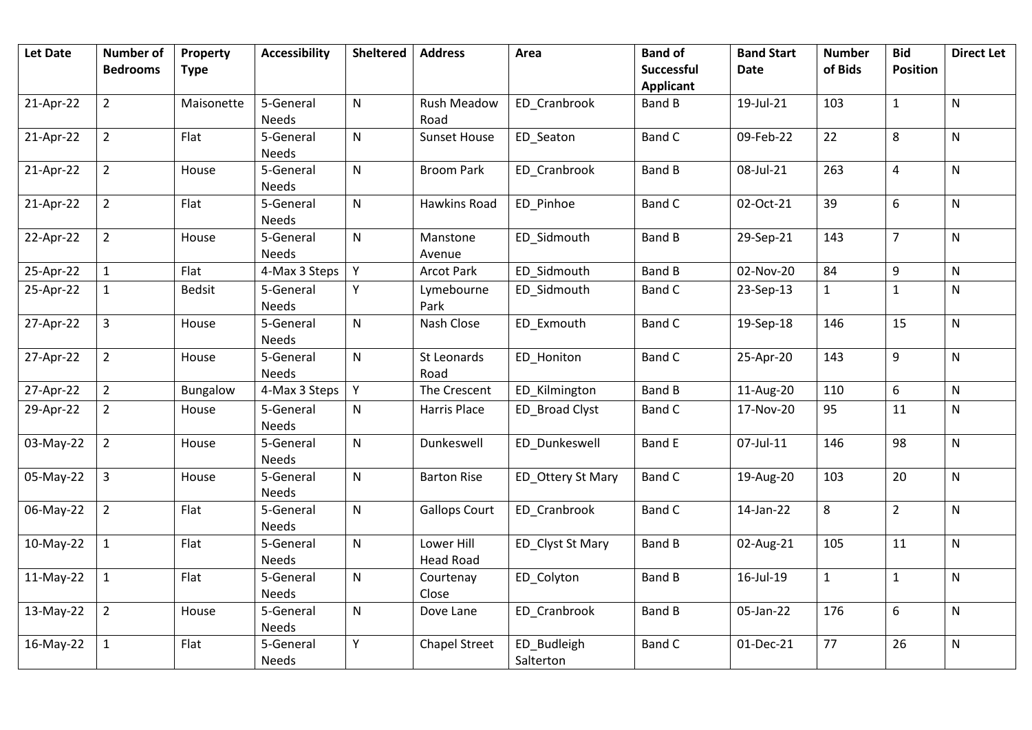| Let Date | Number of Bedrooms | Property Type | Accessibility | Sheltered | Address | Area | Band of Successful Applicant | Band Start Date | Number of Bids | Bid Position | Direct Let |
|---|---|---|---|---|---|---|---|---|---|---|---|
| 21-Apr-22 | 2 | Maisonette | 5-General Needs | N | Rush Meadow Road | ED_Cranbrook | Band B | 19-Jul-21 | 103 | 1 | N |
| 21-Apr-22 | 2 | Flat | 5-General Needs | N | Sunset House | ED_Seaton | Band C | 09-Feb-22 | 22 | 8 | N |
| 21-Apr-22 | 2 | House | 5-General Needs | N | Broom Park | ED_Cranbrook | Band B | 08-Jul-21 | 263 | 4 | N |
| 21-Apr-22 | 2 | Flat | 5-General Needs | N | Hawkins Road | ED_Pinhoe | Band C | 02-Oct-21 | 39 | 6 | N |
| 22-Apr-22 | 2 | House | 5-General Needs | N | Manstone Avenue | ED_Sidmouth | Band B | 29-Sep-21 | 143 | 7 | N |
| 25-Apr-22 | 1 | Flat | 4-Max 3 Steps | Y | Arcot Park | ED_Sidmouth | Band B | 02-Nov-20 | 84 | 9 | N |
| 25-Apr-22 | 1 | Bedsit | 5-General Needs | Y | Lymebourne Park | ED_Sidmouth | Band C | 23-Sep-13 | 1 | 1 | N |
| 27-Apr-22 | 3 | House | 5-General Needs | N | Nash Close | ED_Exmouth | Band C | 19-Sep-18 | 146 | 15 | N |
| 27-Apr-22 | 2 | House | 5-General Needs | N | St Leonards Road | ED_Honiton | Band C | 25-Apr-20 | 143 | 9 | N |
| 27-Apr-22 | 2 | Bungalow | 4-Max 3 Steps | Y | The Crescent | ED_Kilmington | Band B | 11-Aug-20 | 110 | 6 | N |
| 29-Apr-22 | 2 | House | 5-General Needs | N | Harris Place | ED_Broad Clyst | Band C | 17-Nov-20 | 95 | 11 | N |
| 03-May-22 | 2 | House | 5-General Needs | N | Dunkeswell | ED_Dunkeswell | Band E | 07-Jul-11 | 146 | 98 | N |
| 05-May-22 | 3 | House | 5-General Needs | N | Barton Rise | ED_Ottery St Mary | Band C | 19-Aug-20 | 103 | 20 | N |
| 06-May-22 | 2 | Flat | 5-General Needs | N | Gallops Court | ED_Cranbrook | Band C | 14-Jan-22 | 8 | 2 | N |
| 10-May-22 | 1 | Flat | 5-General Needs | N | Lower Hill Head Road | ED_Clyst St Mary | Band B | 02-Aug-21 | 105 | 11 | N |
| 11-May-22 | 1 | Flat | 5-General Needs | N | Courtenay Close | ED_Colyton | Band B | 16-Jul-19 | 1 | 1 | N |
| 13-May-22 | 2 | House | 5-General Needs | N | Dove Lane | ED_Cranbrook | Band B | 05-Jan-22 | 176 | 6 | N |
| 16-May-22 | 1 | Flat | 5-General Needs | Y | Chapel Street | ED_Budleigh Salterton | Band C | 01-Dec-21 | 77 | 26 | N |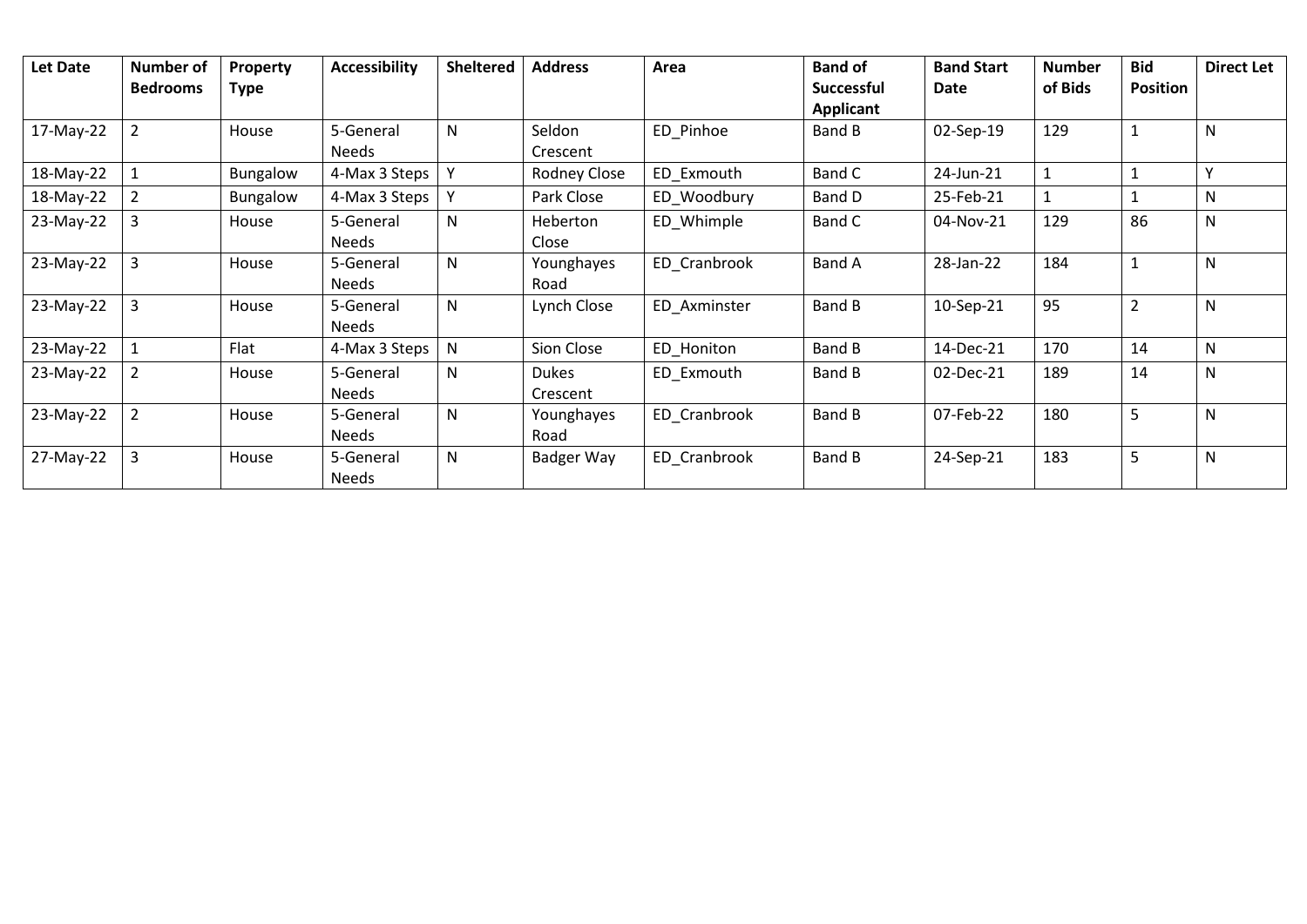| Let Date | Number of Bedrooms | Property Type | Accessibility | Sheltered | Address | Area | Band of Successful Applicant | Band Start Date | Number of Bids | Bid Position | Direct Let |
|---|---|---|---|---|---|---|---|---|---|---|---|
| 17-May-22 | 2 | House | 5-General Needs | N | Seldon Crescent | ED_Pinhoe | Band B | 02-Sep-19 | 129 | 1 | N |
| 18-May-22 | 1 | Bungalow | 4-Max 3 Steps | Y | Rodney Close | ED_Exmouth | Band C | 24-Jun-21 | 1 | 1 | Y |
| 18-May-22 | 2 | Bungalow | 4-Max 3 Steps | Y | Park Close | ED_Woodbury | Band D | 25-Feb-21 | 1 | 1 | N |
| 23-May-22 | 3 | House | 5-General Needs | N | Heberton Close | ED_Whimple | Band C | 04-Nov-21 | 129 | 86 | N |
| 23-May-22 | 3 | House | 5-General Needs | N | Younghayes Road | ED_Cranbrook | Band A | 28-Jan-22 | 184 | 1 | N |
| 23-May-22 | 3 | House | 5-General Needs | N | Lynch Close | ED_Axminster | Band B | 10-Sep-21 | 95 | 2 | N |
| 23-May-22 | 1 | Flat | 4-Max 3 Steps | N | Sion Close | ED_Honiton | Band B | 14-Dec-21 | 170 | 14 | N |
| 23-May-22 | 2 | House | 5-General Needs | N | Dukes Crescent | ED_Exmouth | Band B | 02-Dec-21 | 189 | 14 | N |
| 23-May-22 | 2 | House | 5-General Needs | N | Younghayes Road | ED_Cranbrook | Band B | 07-Feb-22 | 180 | 5 | N |
| 27-May-22 | 3 | House | 5-General Needs | N | Badger Way | ED_Cranbrook | Band B | 24-Sep-21 | 183 | 5 | N |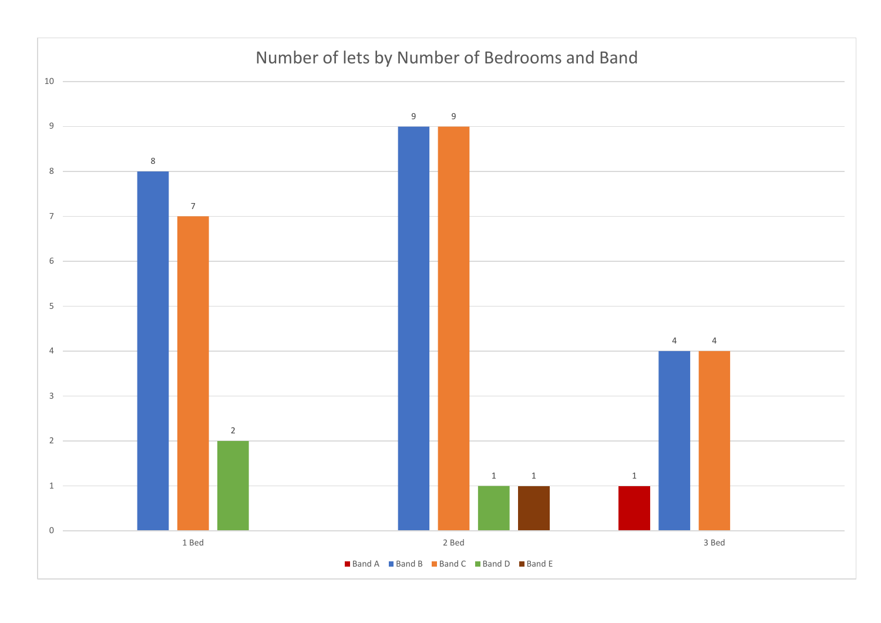## Number of lets by Number of Bedrooms and Band

|  | Band A | Band B | Band C | Band D | Band E |
|---|---|---|---|---|---|
| 1 Bed |  | 8 | 7 | 2 |  |
| 2 Bed |  | 9 | 9 | 1 | 1 |
| 3 Bed | 1 | 4 | 4 |  |  |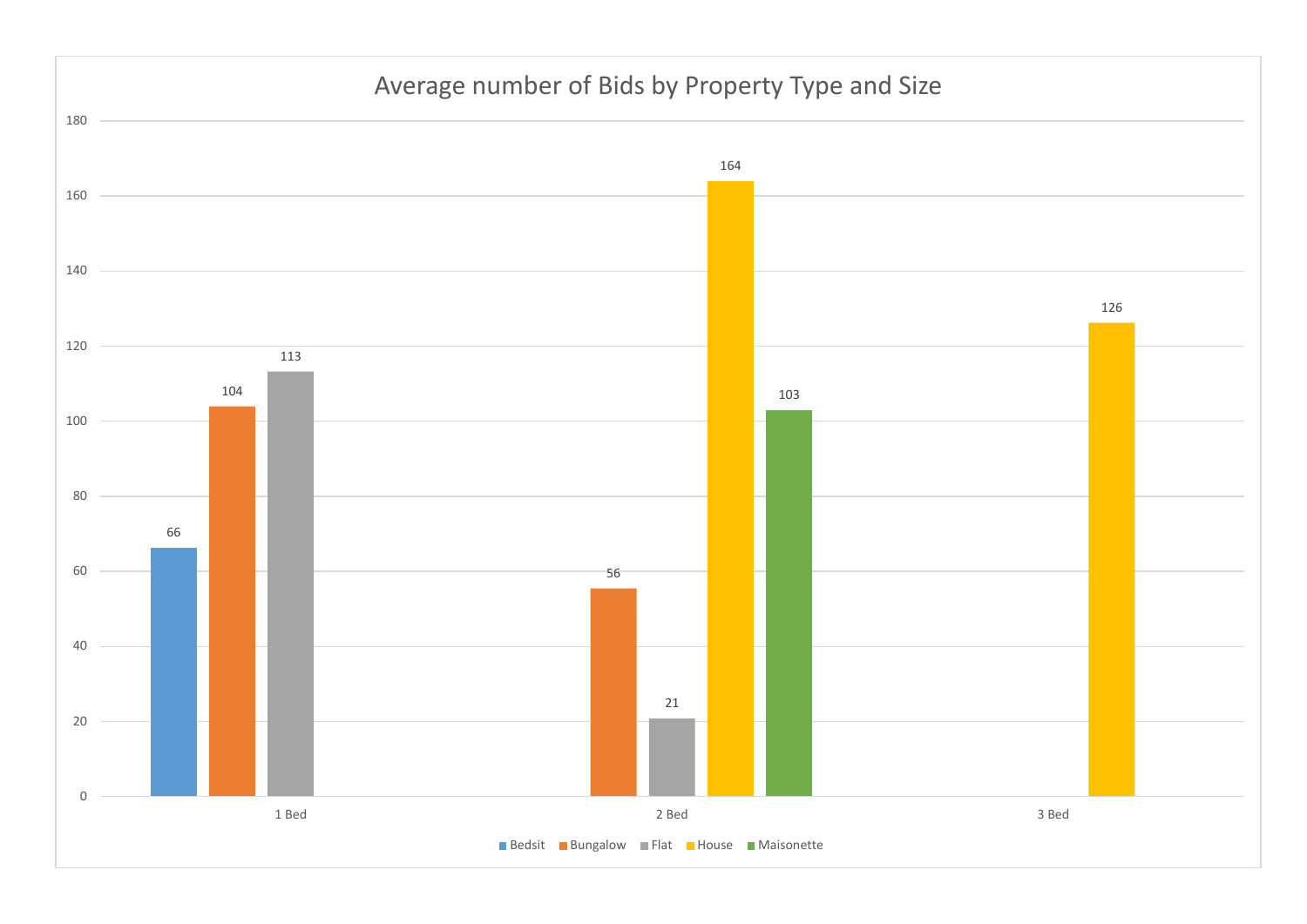Average number of Bids by Property Type and Size

180
160
140
120
100
80
60
40
20
0

66
104
113
56
21
164
103
126

1 Bed
2 Bed
3 Bed

Bedsit Bungalow Flat House Maisonette